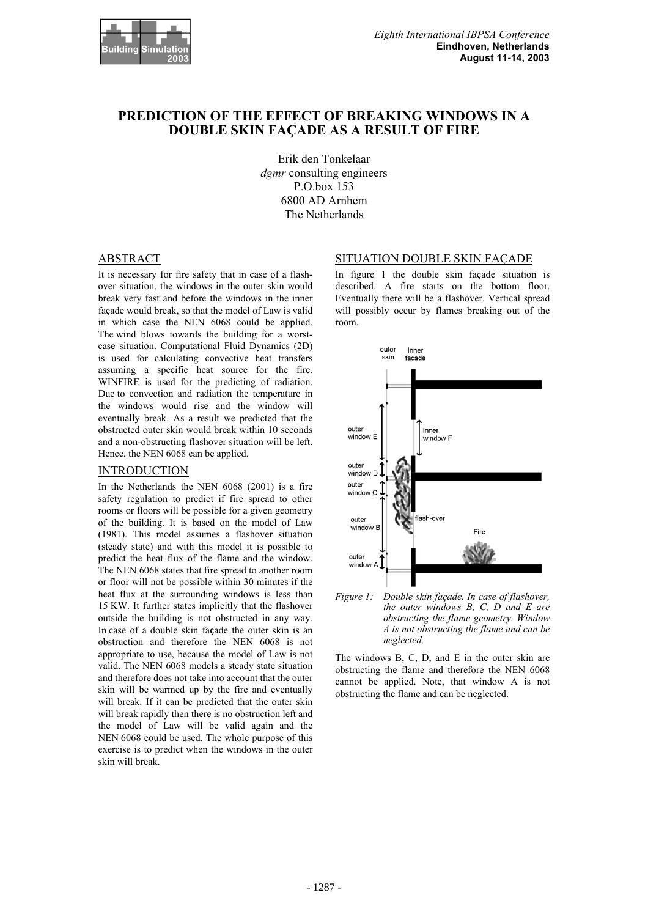# PREDICTION OF THE EFFECT OF BREAKING WINDOWS IN A DOUBLE SKIN FAÇADE AS A RESULT OF FIRE

Erik den Tonkelaar
*dgmr* consulting engineers
P.O.box 153
6800 AD Arnhem
The Netherlands

## ABSTRACT

It is necessary for fire safety that in case of a flash-over situation, the windows in the outer skin would break very fast and before the windows in the inner façade would break, so that the model of Law is valid in which case the NEN 6068 could be applied. The wind blows towards the building for a worst-case situation. Computational Fluid Dynamics (2D) is used for calculating convective heat transfers assuming a specific heat source for the fire. WINFIRE is used for the predicting of radiation. Due to convection and radiation the temperature in the windows would rise and the window will eventually break. As a result we predicted that the obstructed outer skin would break within 10 seconds and a non-obstructing flashover situation will be left. Hence, the NEN 6068 can be applied.

## INTRODUCTION

In the Netherlands the NEN 6068 (2001) is a fire safety regulation to predict if fire spread to other rooms or floors will be possible for a given geometry of the building. It is based on the model of Law (1981). This model assumes a flashover situation (steady state) and with this model it is possible to predict the heat flux of the flame and the window. The NEN 6068 states that fire spread to another room or floor will not be possible within 30 minutes if the heat flux at the surrounding windows is less than 15 KW. It further states implicitly that the flashover outside the building is not obstructed in any way. In case of a double skin façade the outer skin is an obstruction and therefore the NEN 6068 is not appropriate to use, because the model of Law is not valid. The NEN 6068 models a steady state situation and therefore does not take into account that the outer skin will be warmed up by the fire and eventually will break. If it can be predicted that the outer skin will break rapidly then there is no obstruction left and the model of Law will be valid again and the NEN 6068 could be used. The whole purpose of this exercise is to predict when the windows in the outer skin will break.

## SITUATION DOUBLE SKIN FAÇADE

In figure 1 the double skin façade situation is described. A fire starts on the bottom floor. Eventually there will be a flashover. Vertical spread will possibly occur by flames breaking out of the room.

outer skin
Inner facade
outer window E
inner window F
outer window D
outer window C
outer window B
flash-over
Fire
outer window A

*Figure 1: Double skin façade. In case of flashover, the outer windows B, C, D and E are obstructing the flame geometry. Window A is not obstructing the flame and can be neglected.*

The windows B, C, D, and E in the outer skin are obstructing the flame and therefore the NEN 6068 cannot be applied. Note, that window A is not obstructing the flame and can be neglected.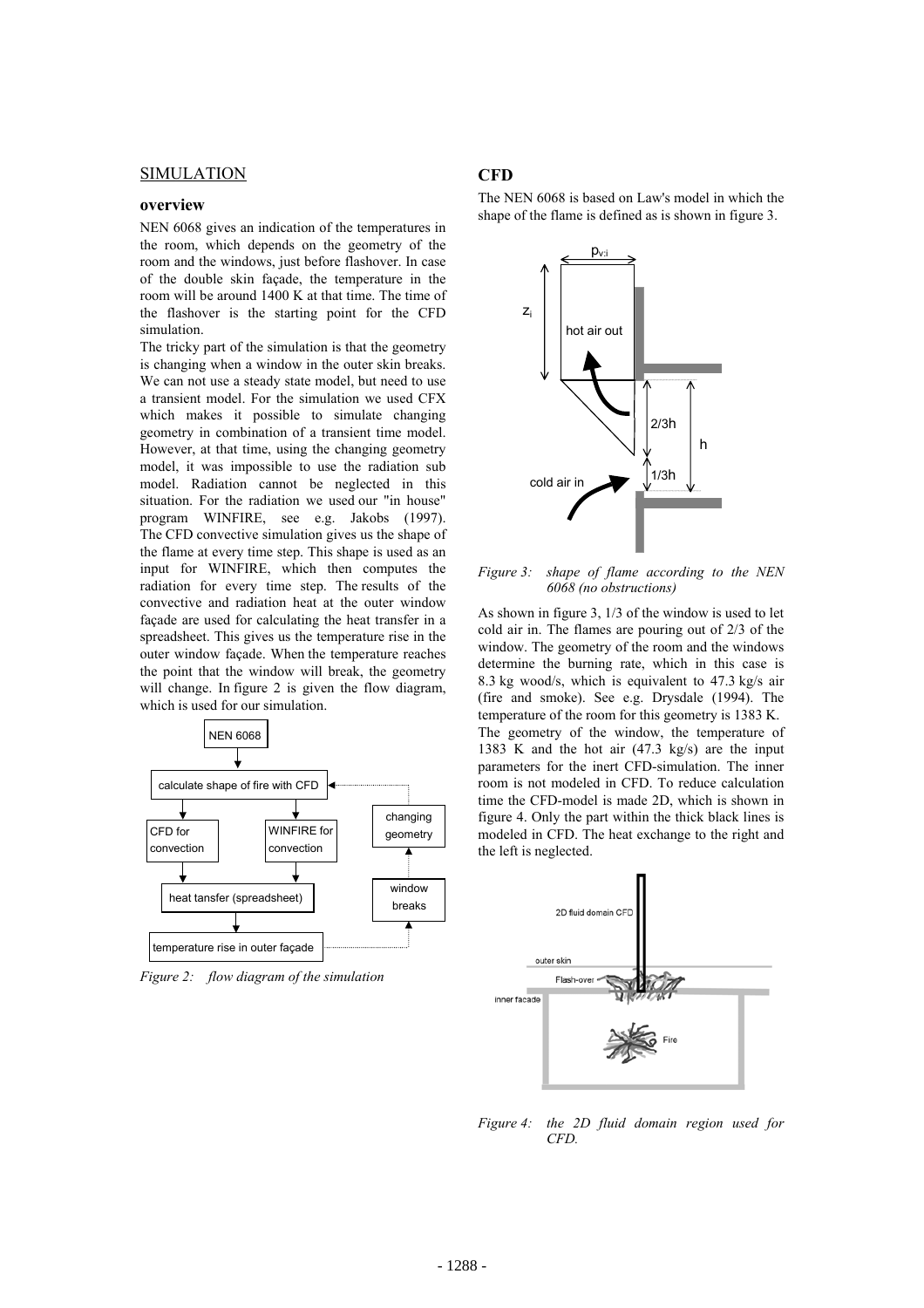## SIMULATION

### overview

NEN 6068 gives an indication of the temperatures in the room, which depends on the geometry of the room and the windows, just before flashover. In case of the double skin façade, the temperature in the room will be around 1400 K at that time. The time of the flashover is the starting point for the CFD simulation.

The tricky part of the simulation is that the geometry is changing when a window in the outer skin breaks. We can not use a steady state model, but need to use a transient model. For the simulation we used CFX which makes it possible to simulate changing geometry in combination of a transient time model. However, at that time, using the changing geometry model, it was impossible to use the radiation sub model. Radiation cannot be neglected in this situation. For the radiation we used our "in house" program WINFIRE, see e.g. Jakobs (1997). The CFD convective simulation gives us the shape of the flame at every time step. This shape is used as an input for WINFIRE, which then computes the radiation for every time step. The results of the convective and radiation heat at the outer window façade are used for calculating the heat transfer in a spreadsheet. This gives us the temperature rise in the outer window façade. When the temperature reaches the point that the window will break, the geometry will change. In figure 2 is given the flow diagram, which is used for our simulation.

NEN 6068

calculate shape of fire with CFD

CFD for convection

WINFIRE for convection

changing geometry

heat tansfer (spreadsheet)

window breaks

temperature rise in outer façade

*Figure 2: flow diagram of the simulation*

## CFD

The NEN 6068 is based on Law's model in which the shape of the flame is defined as is shown in figure 3.

$p_{v;i}$

$z_i$

hot air out

2/3h

h

1/3h

cold air in

*Figure 3: shape of flame according to the NEN 6068 (no obstructions)*

As shown in figure 3, 1/3 of the window is used to let cold air in. The flames are pouring out of 2/3 of the window. The geometry of the room and the windows determine the burning rate, which in this case is 8.3 kg wood/s, which is equivalent to 47.3 kg/s air (fire and smoke). See e.g. Drysdale (1994). The temperature of the room for this geometry is 1383 K. The geometry of the window, the temperature of 1383 K and the hot air (47.3 kg/s) are the input parameters for the inert CFD-simulation. The inner room is not modeled in CFD. To reduce calculation time the CFD-model is made 2D, which is shown in figure 4. Only the part within the thick black lines is modeled in CFD. The heat exchange to the right and the left is neglected.

2D fluid domain CFD

outer skin

Flash-over

inner facade

Fire

*Figure 4: the 2D fluid domain region used for CFD.*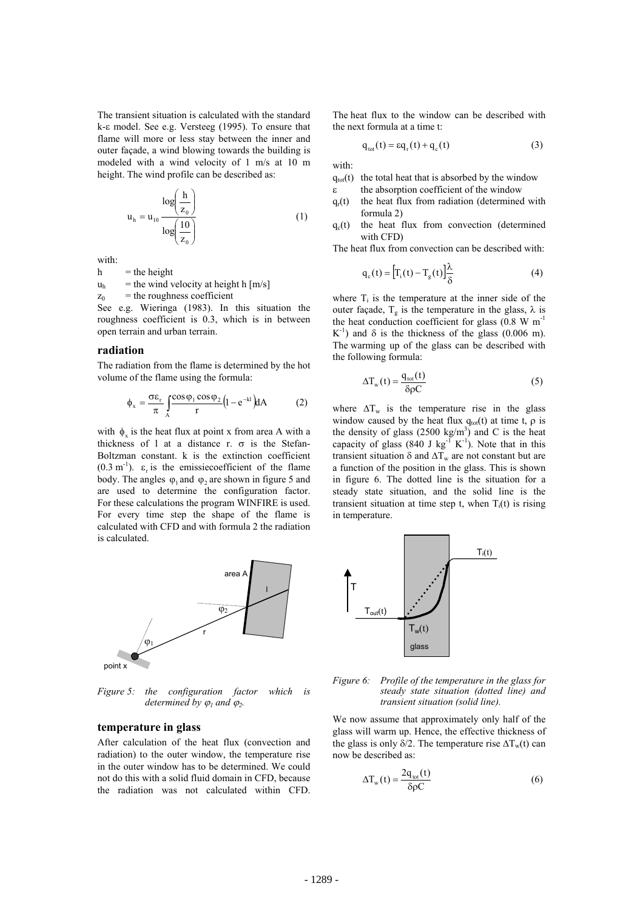The transient situation is calculated with the standard k-ε model. See e.g. Versteeg (1995). To ensure that flame will more or less stay between the inner and outer façade, a wind blowing towards the building is modeled with a wind velocity of 1 m/s at 10 m height. The wind profile can be described as:

$$u_h = u_{10} \frac{\log\left(\frac{h}{z_0}\right)}{\log\left(\frac{10}{z_0}\right)} \tag{1}$$

with:

$h$ = the height

$u_h$ = the wind velocity at height h [m/s]

$z_0$ = the roughness coefficient

See e.g. Wieringa (1983). In this situation the roughness coefficient is 0.3, which is in between open terrain and urban terrain.

### radiation

The radiation from the flame is determined by the hot volume of the flame using the formula:

$$\phi_x = \frac{\sigma \varepsilon_r}{\pi} \int_A \frac{\cos\varphi_1 \cos\varphi_2}{r} \left(1 - e^{-kl}\right) dA \tag{2}$$

with $\phi_x$ is the heat flux at point x from area A with a thickness of l at a distance r. σ is the Stefan-Boltzman constant. k is the extinction coefficient (0.3 $m^{-1}$). $\varepsilon_r$ is the emissiecoefficient of the flame body. The angles $\varphi_1$ and $\varphi_2$ are shown in figure 5 and are used to determine the configuration factor. For these calculations the program WINFIRE is used. For every time step the shape of the flame is calculated with CFD and with formula 2 the radiation is calculated.

area A

l

$\varphi_2$

r

$\varphi_1$

point x

*Figure 5: the configuration factor which is determined by $\varphi_1$ and $\varphi_2$.*

### temperature in glass

After calculation of the heat flux (convection and radiation) to the outer window, the temperature rise in the outer window has to be determined. We could not do this with a solid fluid domain in CFD, because the radiation was not calculated within CFD. The heat flux to the window can be described with the next formula at a time t:

$$q_{tot}(t) = \varepsilon q_r(t) + q_c(t) \tag{3}$$

with:

- $q_{tot}(t)$ the total heat that is absorbed by the window
- ε the absorption coefficient of the window
- $q_r(t)$ the heat flux from radiation (determined with formula 2)
- $q_c(t)$ the heat flux from convection (determined with CFD)

The heat flux from convection can be described with:

$$q_c(t) = \left[T_i(t) - T_g(t)\right]\frac{\lambda}{\delta} \tag{4}$$

where $T_i$ is the temperature at the inner side of the outer façade, $T_g$ is the temperature in the glass, λ is the heat conduction coefficient for glass (0.8 W $m^{-1}$ $K^{-1}$) and δ is the thickness of the glass (0.006 m). The warming up of the glass can be described with the following formula:

$$\Delta T_w(t) = \frac{q_{tot}(t)}{\delta \rho C} \tag{5}$$

where $\Delta T_w$ is the temperature rise in the glass window caused by the heat flux $q_{tot}(t)$ at time t, ρ is the density of glass (2500 kg/$m^3$) and C is the heat capacity of glass (840 J $kg^{-1}$ $K^{-1}$). Note that in this transient situation δ and $\Delta T_w$ are not constant but are a function of the position in the glass. This is shown in figure 6. The dotted line is the situation for a steady state situation, and the solid line is the transient situation at time step t, when $T_i(t)$ is rising in temperature.

$T_i(t)$

T

$T_{out}(t)$

$T_w(t)$

glass

*Figure 6: Profile of the temperature in the glass for steady state situation (dotted line) and transient situation (solid line).*

We now assume that approximately only half of the glass will warm up. Hence, the effective thickness of the glass is only δ/2. The temperature rise $\Delta T_w(t)$ can now be described as:

$$\Delta T_w(t) = \frac{2q_{tot}(t)}{\delta \rho C} \tag{6}$$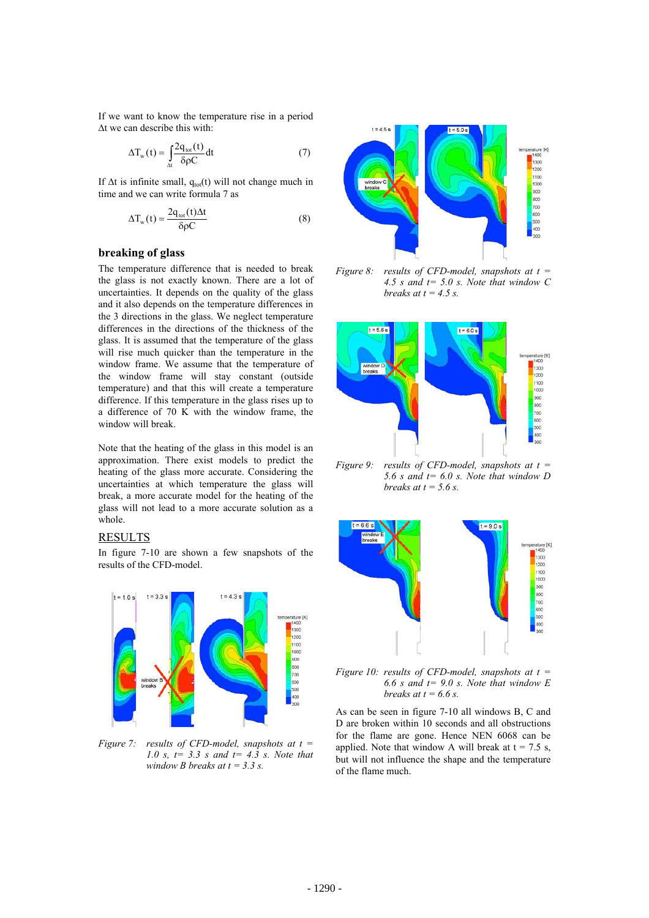If we want to know the temperature rise in a period Δt we can describe this with:

$$\Delta T_w(t) = \int_{\Delta t} \frac{2q_{tot}(t)}{\delta \rho C} dt \qquad (7)$$

If Δt is infinite small, $q_{tot}(t)$ will not change much in time and we can write formula 7 as

$$\Delta T_w(t) = \frac{2q_{tot}(t)\Delta t}{\delta \rho C} \qquad (8)$$

## breaking of glass

The temperature difference that is needed to break the glass is not exactly known. There are a lot of uncertainties. It depends on the quality of the glass and it also depends on the temperature differences in the 3 directions in the glass. We neglect temperature differences in the directions of the thickness of the glass. It is assumed that the temperature of the glass will rise much quicker than the temperature in the window frame. We assume that the temperature of the window frame will stay constant (outside temperature) and that this will create a temperature difference. If this temperature in the glass rises up to a difference of 70 K with the window frame, the window will break.

Note that the heating of the glass in this model is an approximation. There exist models to predict the heating of the glass more accurate. Considering the uncertainties at which temperature the glass will break, a more accurate model for the heating of the glass will not lead to a more accurate solution as a whole.

## RESULTS

In figure 7-10 are shown a few snapshots of the results of the CFD-model.

t = 1.0 s
t = 3.3 s
t = 4.3 s
window B breaks
temperature [K]
1400
1300
1200
1100
1000
900
800
700
600
500
400
300

*Figure 7: results of CFD-model, snapshots at t = 1.0 s, t= 3.3 s and t= 4.3 s. Note that window B breaks at t = 3.3 s.*

t = 4.5 s
t = 5.0 s
window C breaks
temperature [K]
1400
1300
1200
1100
1000
900
800
700
600
500
400
300

*Figure 8: results of CFD-model, snapshots at t = 4.5 s and t= 5.0 s. Note that window C breaks at t = 4.5 s.*

t = 5.6 s
t = 6.0 s
window D breaks
temperature [K]
1400
1300
1200
1100
1000
900
800
700
600
500
400
300

*Figure 9: results of CFD-model, snapshots at t = 5.6 s and t= 6.0 s. Note that window D breaks at t = 5.6 s.*

t = 6.6 s
t = 9.0 s
window E breaks
temperature [K]
1400
1300
1200
1100
1000
900
800
700
600
500
400
300

*Figure 10: results of CFD-model, snapshots at t = 6.6 s and t= 9.0 s. Note that window E breaks at t = 6.6 s.*

As can be seen in figure 7-10 all windows B, C and D are broken within 10 seconds and all obstructions for the flame are gone. Hence NEN 6068 can be applied. Note that window A will break at t = 7.5 s, but will not influence the shape and the temperature of the flame much.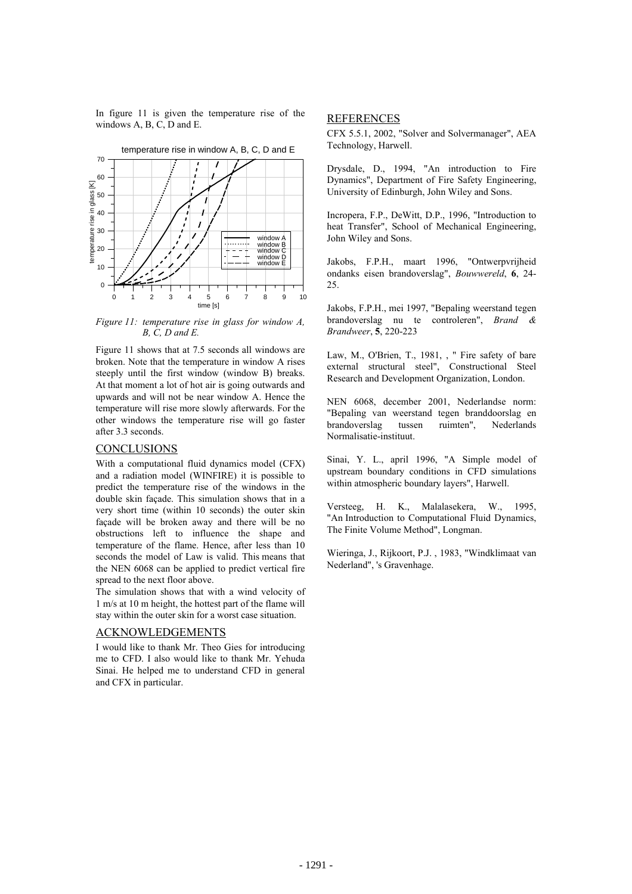In figure 11 is given the temperature rise of the windows A, B, C, D and E.

temperature rise in window A, B, C, D and E

temperature rise in glass [K]

70
60
50
40
30
20
10
0

0 1 2 3 4 5 6 7 8 9 10

time [s]

window A
window B
window C
window D
window E

*Figure 11: temperature rise in glass for window A, B, C, D and E.*

Figure 11 shows that at 7.5 seconds all windows are broken. Note that the temperature in window A rises steeply until the first window (window B) breaks. At that moment a lot of hot air is going outwards and upwards and will not be near window A. Hence the temperature will rise more slowly afterwards. For the other windows the temperature rise will go faster after 3.3 seconds.

## CONCLUSIONS

With a computational fluid dynamics model (CFX) and a radiation model (WINFIRE) it is possible to predict the temperature rise of the windows in the double skin façade. This simulation shows that in a very short time (within 10 seconds) the outer skin façade will be broken away and there will be no obstructions left to influence the shape and temperature of the flame. Hence, after less than 10 seconds the model of Law is valid. This means that the NEN 6068 can be applied to predict vertical fire spread to the next floor above.

The simulation shows that with a wind velocity of 1 m/s at 10 m height, the hottest part of the flame will stay within the outer skin for a worst case situation.

## ACKNOWLEDGEMENTS

I would like to thank Mr. Theo Gies for introducing me to CFD. I also would like to thank Mr. Yehuda Sinai. He helped me to understand CFD in general and CFX in particular.

## REFERENCES

CFX 5.5.1, 2002, "Solver and Solvermanager", AEA Technology, Harwell.

Drysdale, D., 1994, "An introduction to Fire Dynamics", Department of Fire Safety Engineering, University of Edinburgh, John Wiley and Sons.

Incropera, F.P., DeWitt, D.P., 1996, "Introduction to heat Transfer", School of Mechanical Engineering, John Wiley and Sons.

Jakobs, F.P.H., maart 1996, "Ontwerpvrijheid ondanks eisen brandoverslag", *Bouwwereld*, **6**, 24-25.

Jakobs, F.P.H., mei 1997, "Bepaling weerstand tegen brandoverslag nu te controleren", *Brand & Brandweer*, **5**, 220-223

Law, M., O'Brien, T., 1981, , " Fire safety of bare external structural steel", Constructional Steel Research and Development Organization, London.

NEN 6068, december 2001, Nederlandse norm: "Bepaling van weerstand tegen branddoorslag en brandoverslag tussen ruimten", Nederlands Normalisatie-instituut.

Sinai, Y. L., april 1996, "A Simple model of upstream boundary conditions in CFD simulations within atmospheric boundary layers", Harwell.

Versteeg, H. K., Malalasekera, W., 1995, "An Introduction to Computational Fluid Dynamics, The Finite Volume Method", Longman.

Wieringa, J., Rijkoort, P.J. , 1983, "Windklimaat van Nederland", 's Gravenhage.